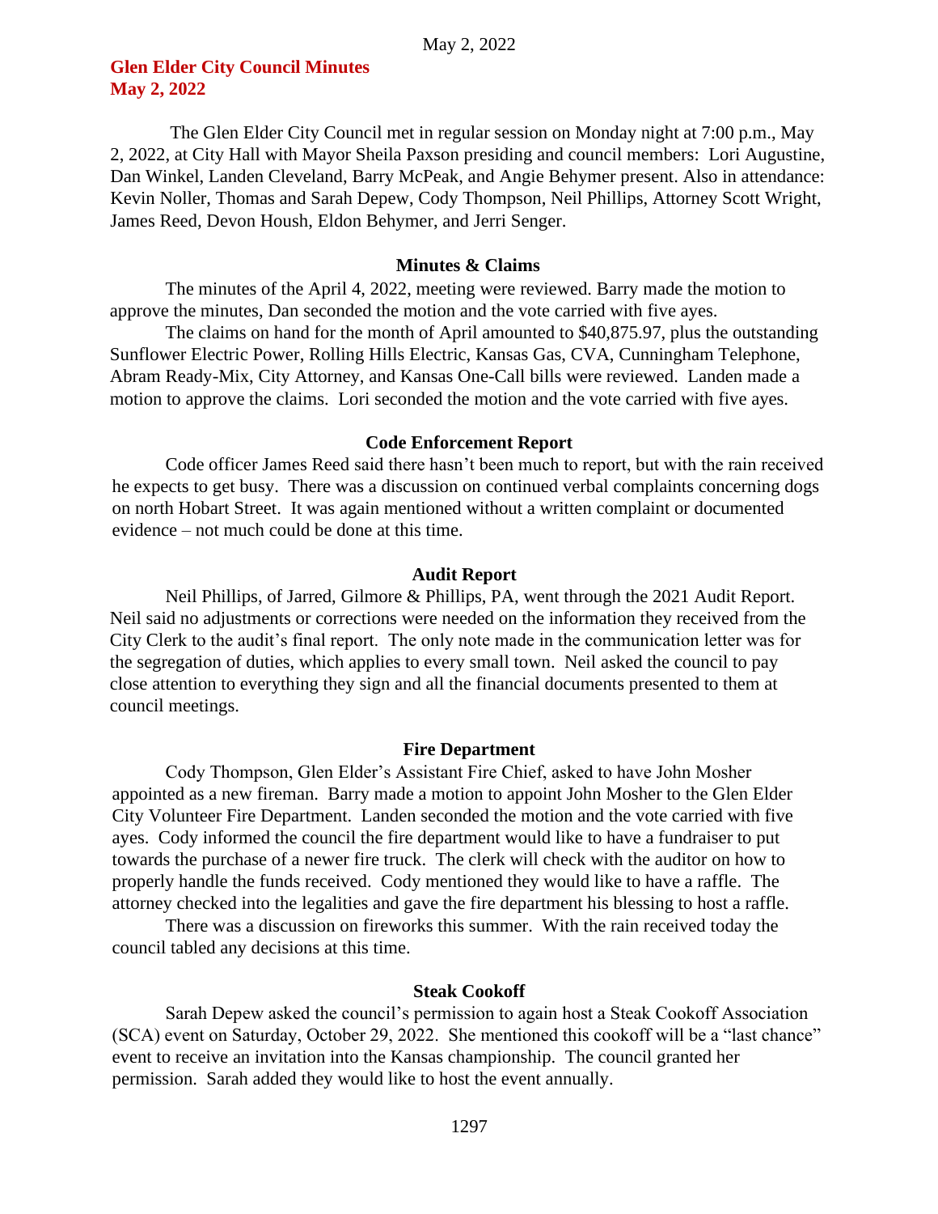# Glen Elder City Council Minutes
# May 2, 2022

The Glen Elder City Council met in regular session on Monday night at 7:00 p.m., May 2, 2022, at City Hall with Mayor Sheila Paxson presiding and council members: Lori Augustine, Dan Winkel, Landen Cleveland, Barry McPeak, and Angie Behymer present. Also in attendance: Kevin Noller, Thomas and Sarah Depew, Cody Thompson, Neil Phillips, Attorney Scott Wright, James Reed, Devon Housh, Eldon Behymer, and Jerri Senger.

## Minutes & Claims

The minutes of the April 4, 2022, meeting were reviewed. Barry made the motion to approve the minutes, Dan seconded the motion and the vote carried with five ayes.

The claims on hand for the month of April amounted to $40,875.97, plus the outstanding Sunflower Electric Power, Rolling Hills Electric, Kansas Gas, CVA, Cunningham Telephone, Abram Ready-Mix, City Attorney, and Kansas One-Call bills were reviewed. Landen made a motion to approve the claims. Lori seconded the motion and the vote carried with five ayes.

## Code Enforcement Report

Code officer James Reed said there hasn't been much to report, but with the rain received he expects to get busy. There was a discussion on continued verbal complaints concerning dogs on north Hobart Street. It was again mentioned without a written complaint or documented evidence – not much could be done at this time.

## Audit Report

Neil Phillips, of Jarred, Gilmore & Phillips, PA, went through the 2021 Audit Report. Neil said no adjustments or corrections were needed on the information they received from the City Clerk to the audit's final report. The only note made in the communication letter was for the segregation of duties, which applies to every small town. Neil asked the council to pay close attention to everything they sign and all the financial documents presented to them at council meetings.

## Fire Department

Cody Thompson, Glen Elder's Assistant Fire Chief, asked to have John Mosher appointed as a new fireman. Barry made a motion to appoint John Mosher to the Glen Elder City Volunteer Fire Department. Landen seconded the motion and the vote carried with five ayes. Cody informed the council the fire department would like to have a fundraiser to put towards the purchase of a newer fire truck. The clerk will check with the auditor on how to properly handle the funds received. Cody mentioned they would like to have a raffle. The attorney checked into the legalities and gave the fire department his blessing to host a raffle.

There was a discussion on fireworks this summer. With the rain received today the council tabled any decisions at this time.

## Steak Cookoff

Sarah Depew asked the council's permission to again host a Steak Cookoff Association (SCA) event on Saturday, October 29, 2022. She mentioned this cookoff will be a "last chance" event to receive an invitation into the Kansas championship. The council granted her permission. Sarah added they would like to host the event annually.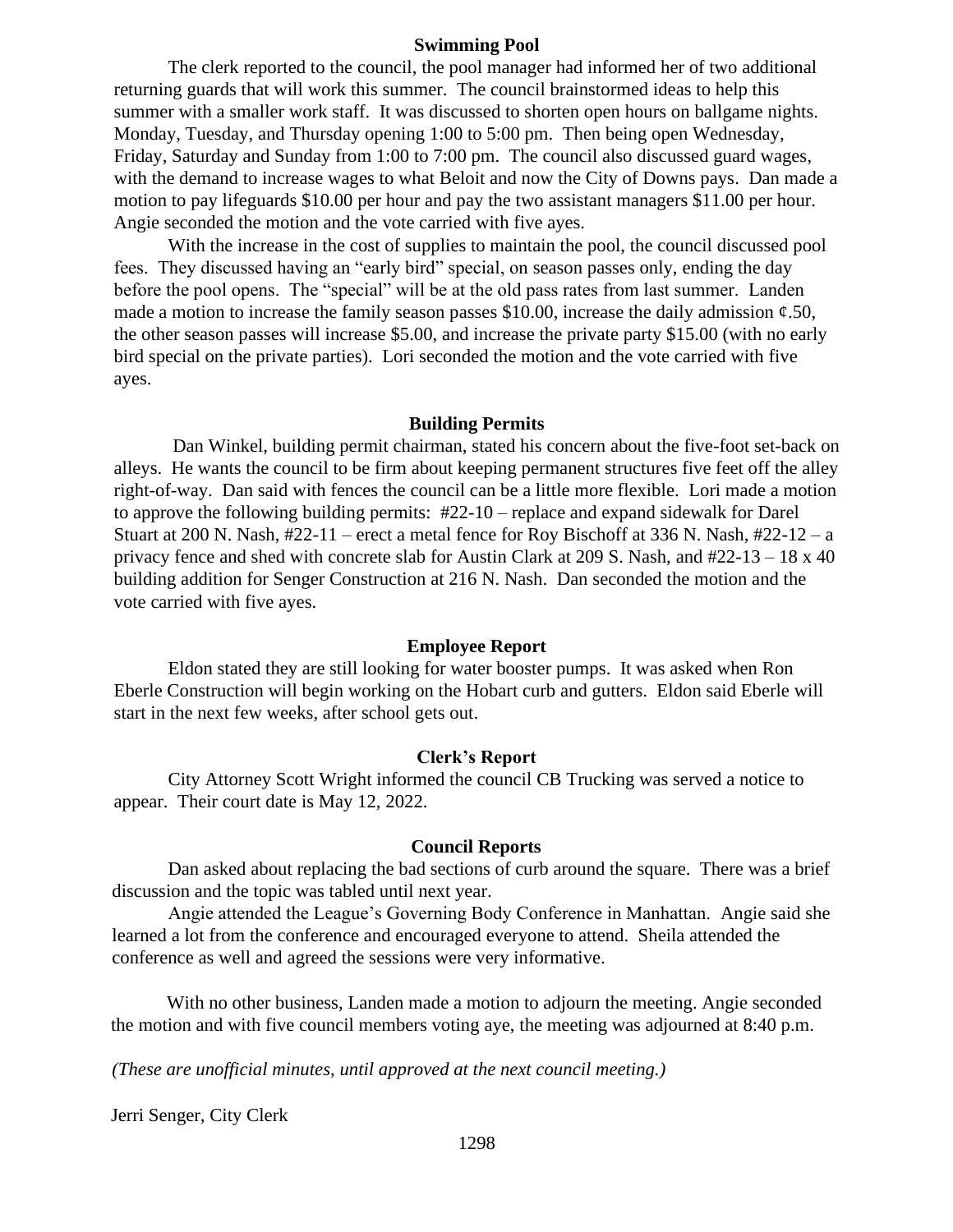## Swimming Pool

The clerk reported to the council, the pool manager had informed her of two additional returning guards that will work this summer. The council brainstormed ideas to help this summer with a smaller work staff. It was discussed to shorten open hours on ballgame nights. Monday, Tuesday, and Thursday opening 1:00 to 5:00 pm. Then being open Wednesday, Friday, Saturday and Sunday from 1:00 to 7:00 pm. The council also discussed guard wages, with the demand to increase wages to what Beloit and now the City of Downs pays. Dan made a motion to pay lifeguards $10.00 per hour and pay the two assistant managers $11.00 per hour. Angie seconded the motion and the vote carried with five ayes.

With the increase in the cost of supplies to maintain the pool, the council discussed pool fees. They discussed having an "early bird" special, on season passes only, ending the day before the pool opens. The "special" will be at the old pass rates from last summer. Landen made a motion to increase the family season passes $10.00, increase the daily admission ¢.50, the other season passes will increase $5.00, and increase the private party $15.00 (with no early bird special on the private parties). Lori seconded the motion and the vote carried with five ayes.

## Building Permits

Dan Winkel, building permit chairman, stated his concern about the five-foot set-back on alleys. He wants the council to be firm about keeping permanent structures five feet off the alley right-of-way. Dan said with fences the council can be a little more flexible. Lori made a motion to approve the following building permits: #22-10 – replace and expand sidewalk for Darel Stuart at 200 N. Nash, #22-11 – erect a metal fence for Roy Bischoff at 336 N. Nash, #22-12 – a privacy fence and shed with concrete slab for Austin Clark at 209 S. Nash, and #22-13 – 18 x 40 building addition for Senger Construction at 216 N. Nash. Dan seconded the motion and the vote carried with five ayes.

## Employee Report

Eldon stated they are still looking for water booster pumps. It was asked when Ron Eberle Construction will begin working on the Hobart curb and gutters. Eldon said Eberle will start in the next few weeks, after school gets out.

## Clerk's Report

City Attorney Scott Wright informed the council CB Trucking was served a notice to appear. Their court date is May 12, 2022.

## Council Reports

Dan asked about replacing the bad sections of curb around the square. There was a brief discussion and the topic was tabled until next year.

Angie attended the League's Governing Body Conference in Manhattan. Angie said she learned a lot from the conference and encouraged everyone to attend. Sheila attended the conference as well and agreed the sessions were very informative.

With no other business, Landen made a motion to adjourn the meeting. Angie seconded the motion and with five council members voting aye, the meeting was adjourned at 8:40 p.m.

*(These are unofficial minutes, until approved at the next council meeting.)*

Jerri Senger, City Clerk